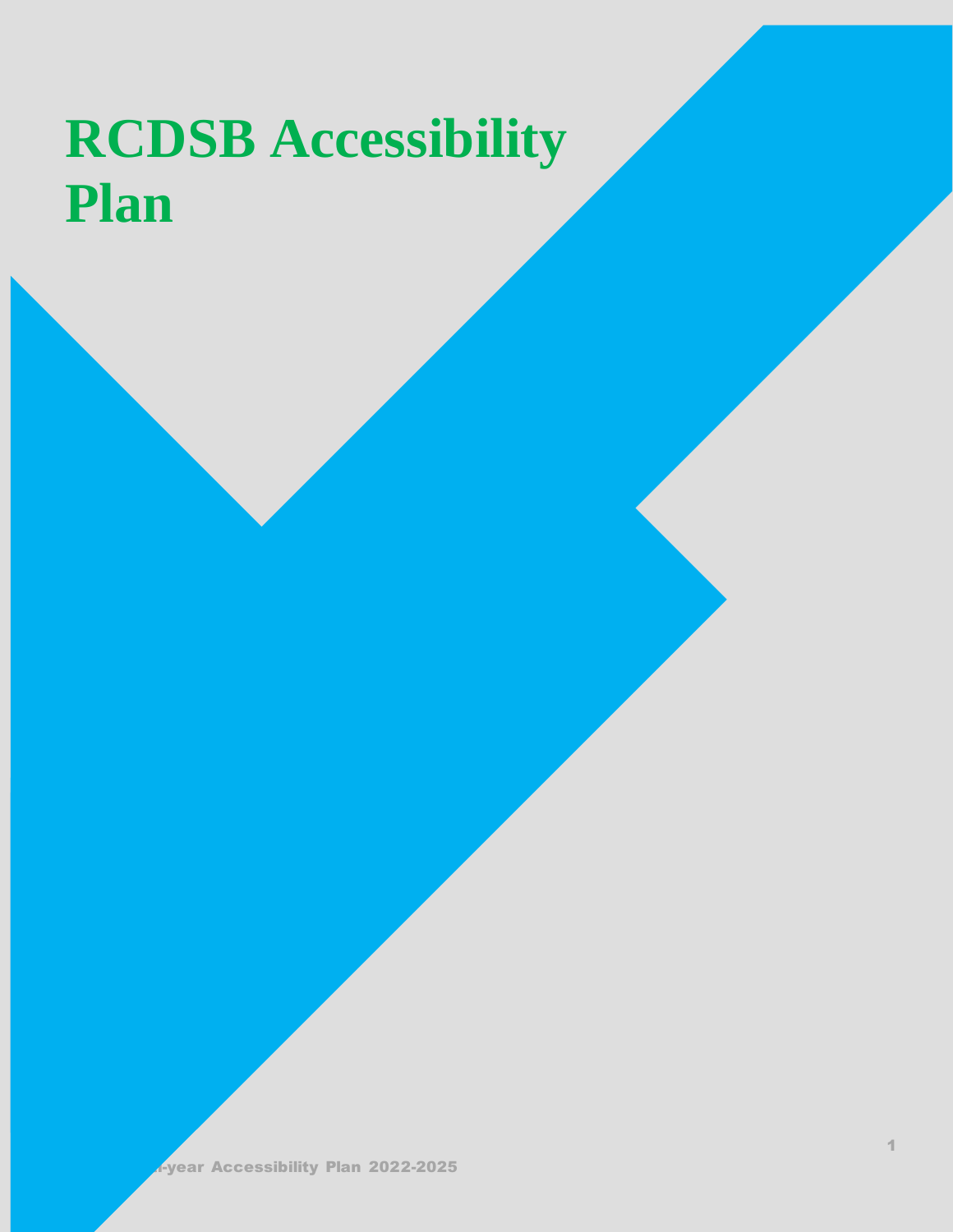# RCDSB Accessibility Plan

...-year Accessibility Plan 2022-2025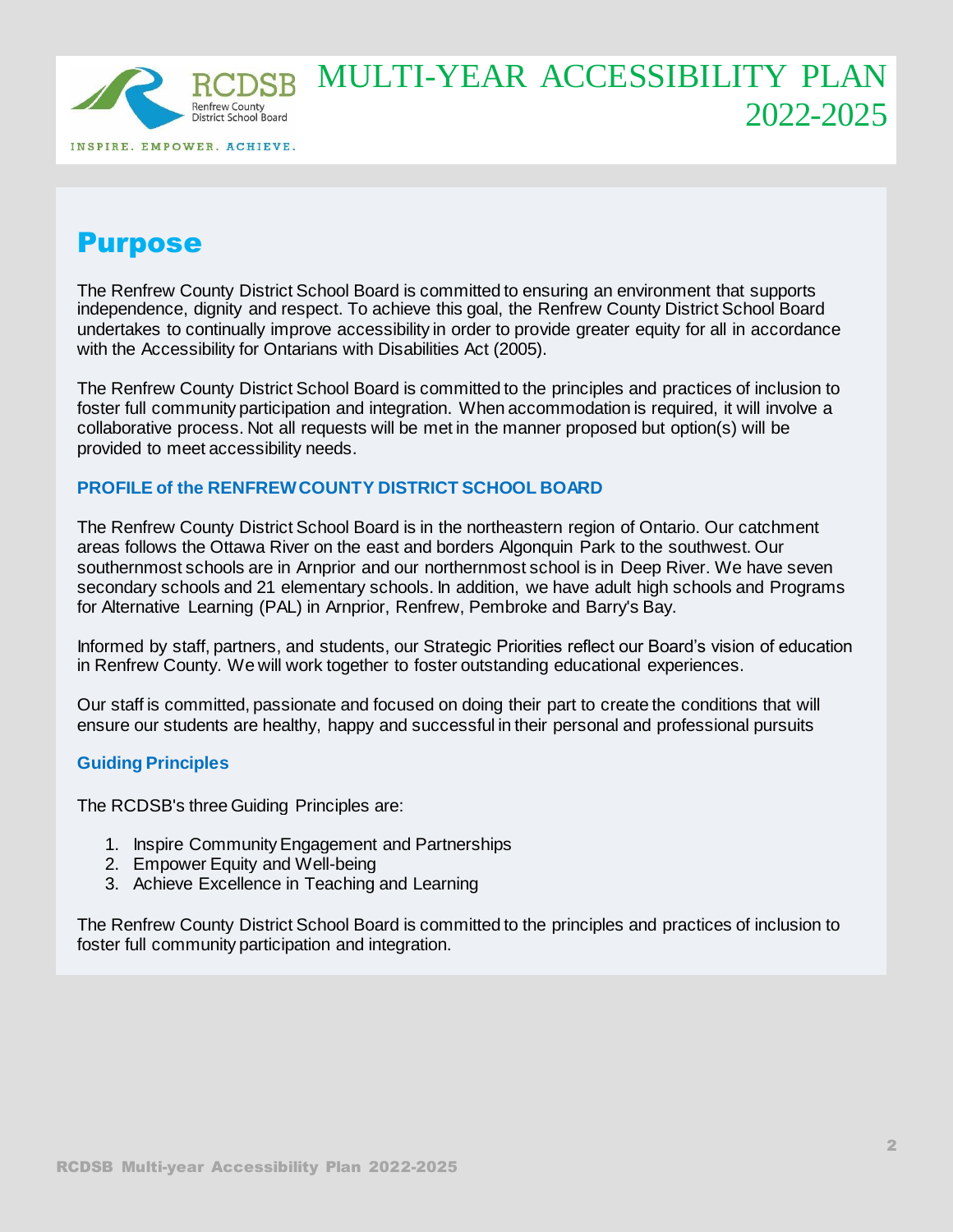# MULTI-YEAR ACCESSIBILITY PLAN 2022-2025

## Purpose

The Renfrew County District School Board is committed to ensuring an environment that supports independence, dignity and respect. To achieve this goal, the Renfrew County District School Board undertakes to continually improve accessibility in order to provide greater equity for all in accordance with the Accessibility for Ontarians with Disabilities Act (2005).

The Renfrew County District School Board is committed to the principles and practices of inclusion to foster full community participation and integration. When accommodation is required, it will involve a collaborative process. Not all requests will be met in the manner proposed but option(s) will be provided to meet accessibility needs.

### PROFILE of the RENFREW COUNTY DISTRICT SCHOOL BOARD

The Renfrew County District School Board is in the northeastern region of Ontario. Our catchment areas follows the Ottawa River on the east and borders Algonquin Park to the southwest. Our southernmost schools are in Arnprior and our northernmost school is in Deep River. We have seven secondary schools and 21 elementary schools. In addition, we have adult high schools and Programs for Alternative Learning (PAL) in Arnprior, Renfrew, Pembroke and Barry's Bay.

Informed by staff, partners, and students, our Strategic Priorities reflect our Board's vision of education in Renfrew County. We will work together to foster outstanding educational experiences.

Our staff is committed, passionate and focused on doing their part to create the conditions that will ensure our students are healthy, happy and successful in their personal and professional pursuits

### Guiding Principles

The RCDSB's three Guiding Principles are:

1. Inspire Community Engagement and Partnerships
2. Empower Equity and Well-being
3. Achieve Excellence in Teaching and Learning

The Renfrew County District School Board is committed to the principles and practices of inclusion to foster full community participation and integration.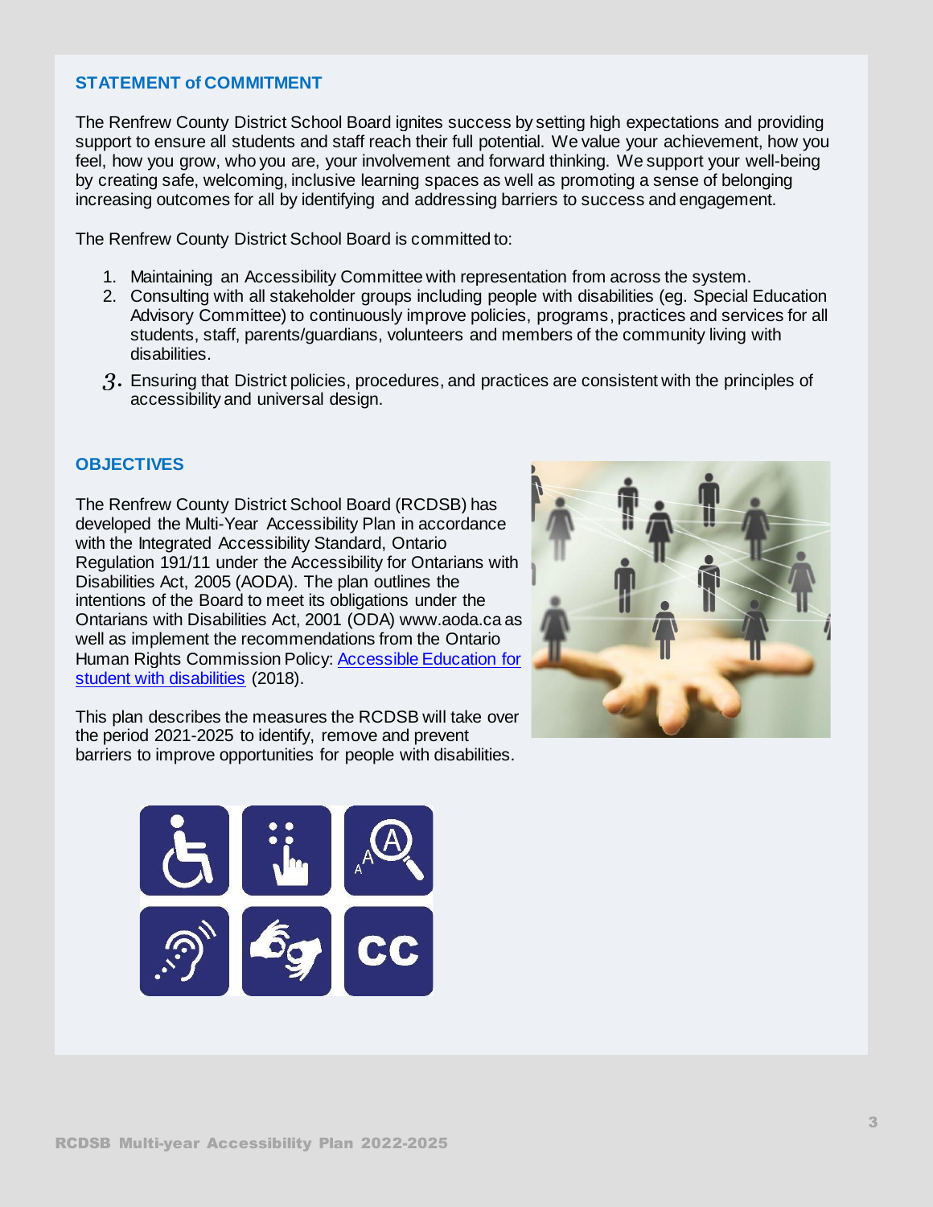## STATEMENT of COMMITMENT

The Renfrew County District School Board ignites success by setting high expectations and providing support to ensure all students and staff reach their full potential. We value your achievement, how you feel, how you grow, who you are, your involvement and forward thinking. We support your well-being by creating safe, welcoming, inclusive learning spaces as well as promoting a sense of belonging increasing outcomes for all by identifying and addressing barriers to success and engagement.

The Renfrew County District School Board is committed to:

1. Maintaining an Accessibility Committee with representation from across the system.
2. Consulting with all stakeholder groups including people with disabilities (eg. Special Education Advisory Committee) to continuously improve policies, programs, practices and services for all students, staff, parents/guardians, volunteers and members of the community living with disabilities.
3. Ensuring that District policies, procedures, and practices are consistent with the principles of accessibility and universal design.

## OBJECTIVES

The Renfrew County District School Board (RCDSB) has developed the Multi-Year Accessibility Plan in accordance with the Integrated Accessibility Standard, Ontario Regulation 191/11 under the Accessibility for Ontarians with Disabilities Act, 2005 (AODA). The plan outlines the intentions of the Board to meet its obligations under the Ontarians with Disabilities Act, 2001 (ODA) www.aoda.ca as well as implement the recommendations from the Ontario Human Rights Commission Policy: [Accessible Education for student with disabilities] (2018).

This plan describes the measures the RCDSB will take over the period 2021-2025 to identify, remove and prevent barriers to improve opportunities for people with disabilities.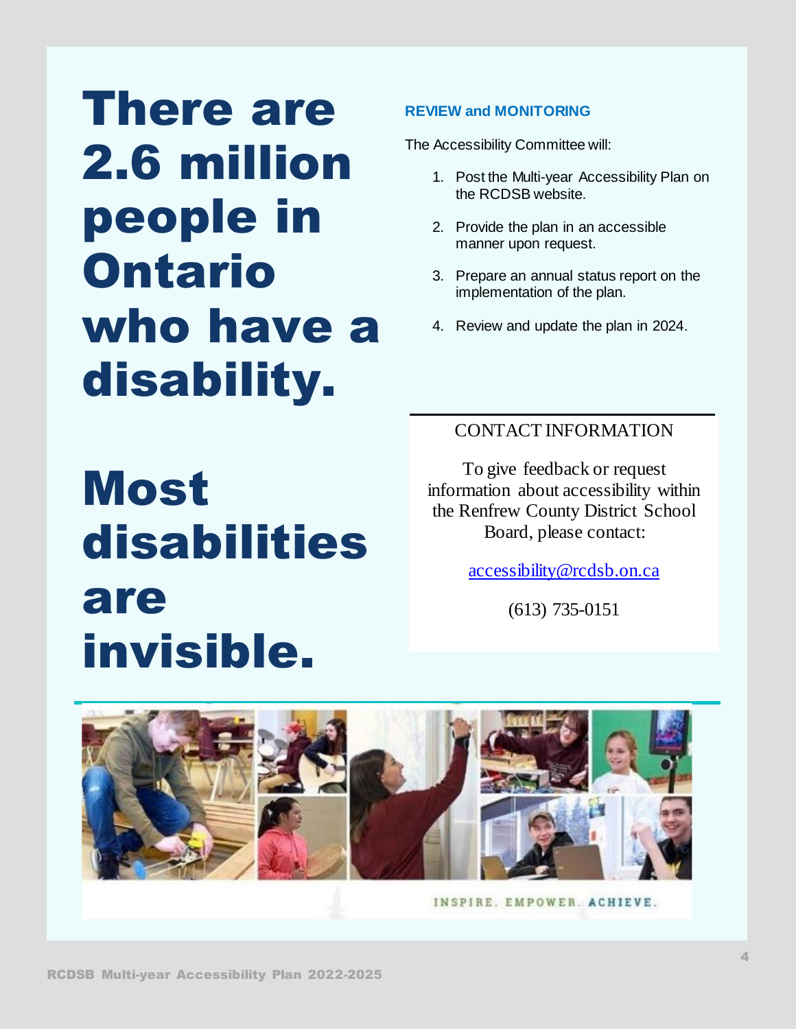# There are 2.6 million people in Ontario who have a disability.

# Most disabilities are invisible.

### REVIEW and MONITORING

The Accessibility Committee will:

1. Post the Multi-year Accessibility Plan on the RCDSB website.
2. Provide the plan in an accessible manner upon request.
3. Prepare an annual status report on the implementation of the plan.
4. Review and update the plan in 2024.

---

CONTACT INFORMATION

To give feedback or request information about accessibility within the Renfrew County District School Board, please contact:

accessibility@rcdsb.on.ca

(613) 735-0151

INSPIRE. EMPOWER. ACHIEVE.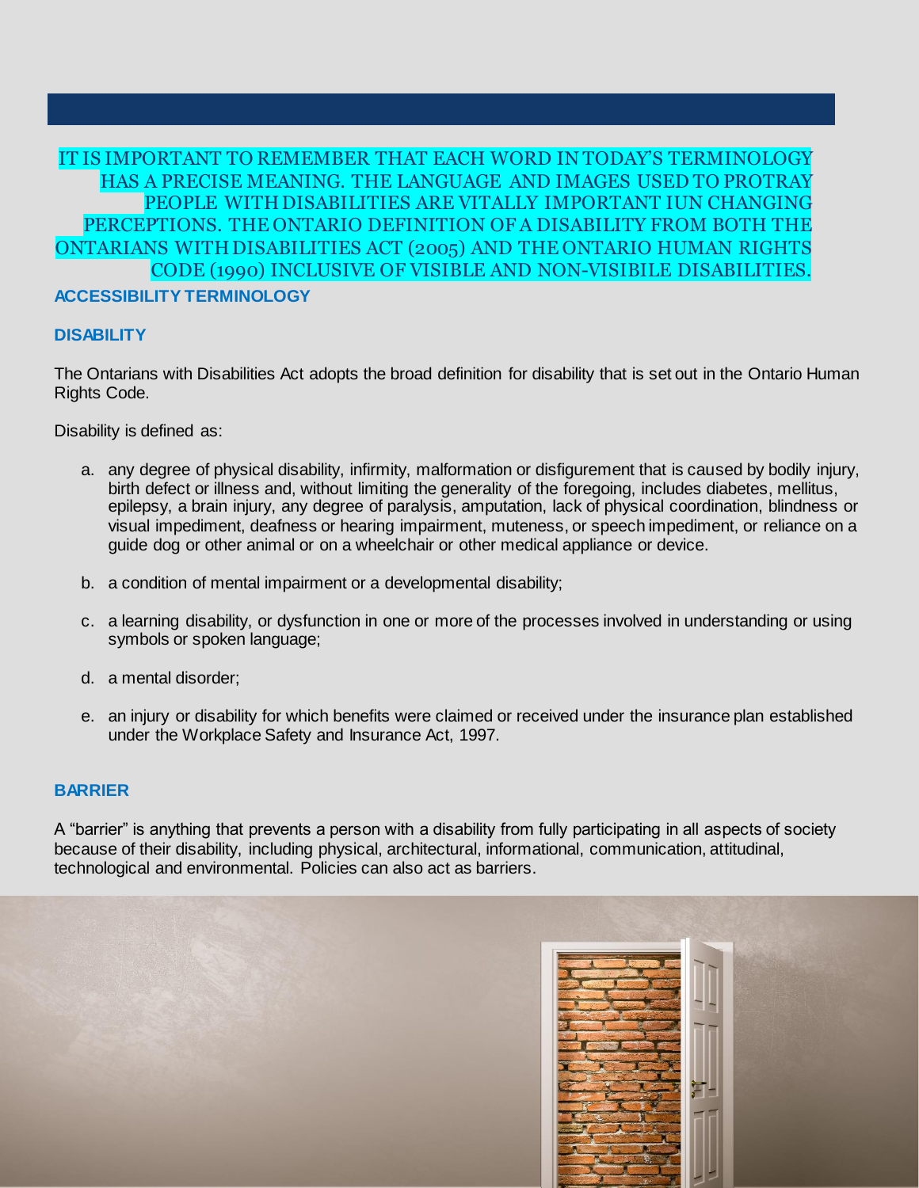IT IS IMPORTANT TO REMEMBER THAT EACH WORD IN TODAY'S TERMINOLOGY HAS A PRECISE MEANING. THE LANGUAGE AND IMAGES USED TO PROTRAY PEOPLE WITH DISABILITIES ARE VITALLY IMPORTANT IUN CHANGING PERCEPTIONS. THE ONTARIO DEFINITION OF A DISABILITY FROM BOTH THE ONTARIANS WITH DISABILITIES ACT (2005) AND THE ONTARIO HUMAN RIGHTS CODE (1990) INCLUSIVE OF VISIBLE AND NON-VISIBILE DISABILITIES.

## ACCESSIBILITY TERMINOLOGY

### DISABILITY

The Ontarians with Disabilities Act adopts the broad definition for disability that is set out in the Ontario Human Rights Code.

Disability is defined as:

a. any degree of physical disability, infirmity, malformation or disfigurement that is caused by bodily injury, birth defect or illness and, without limiting the generality of the foregoing, includes diabetes, mellitus, epilepsy, a brain injury, any degree of paralysis, amputation, lack of physical coordination, blindness or visual impediment, deafness or hearing impairment, muteness, or speech impediment, or reliance on a guide dog or other animal or on a wheelchair or other medical appliance or device.

b. a condition of mental impairment or a developmental disability;

c. a learning disability, or dysfunction in one or more of the processes involved in understanding or using symbols or spoken language;

d. a mental disorder;

e. an injury or disability for which benefits were claimed or received under the insurance plan established under the Workplace Safety and Insurance Act, 1997.

### BARRIER

A "barrier" is anything that prevents a person with a disability from fully participating in all aspects of society because of their disability, including physical, architectural, informational, communication, attitudinal, technological and environmental. Policies can also act as barriers.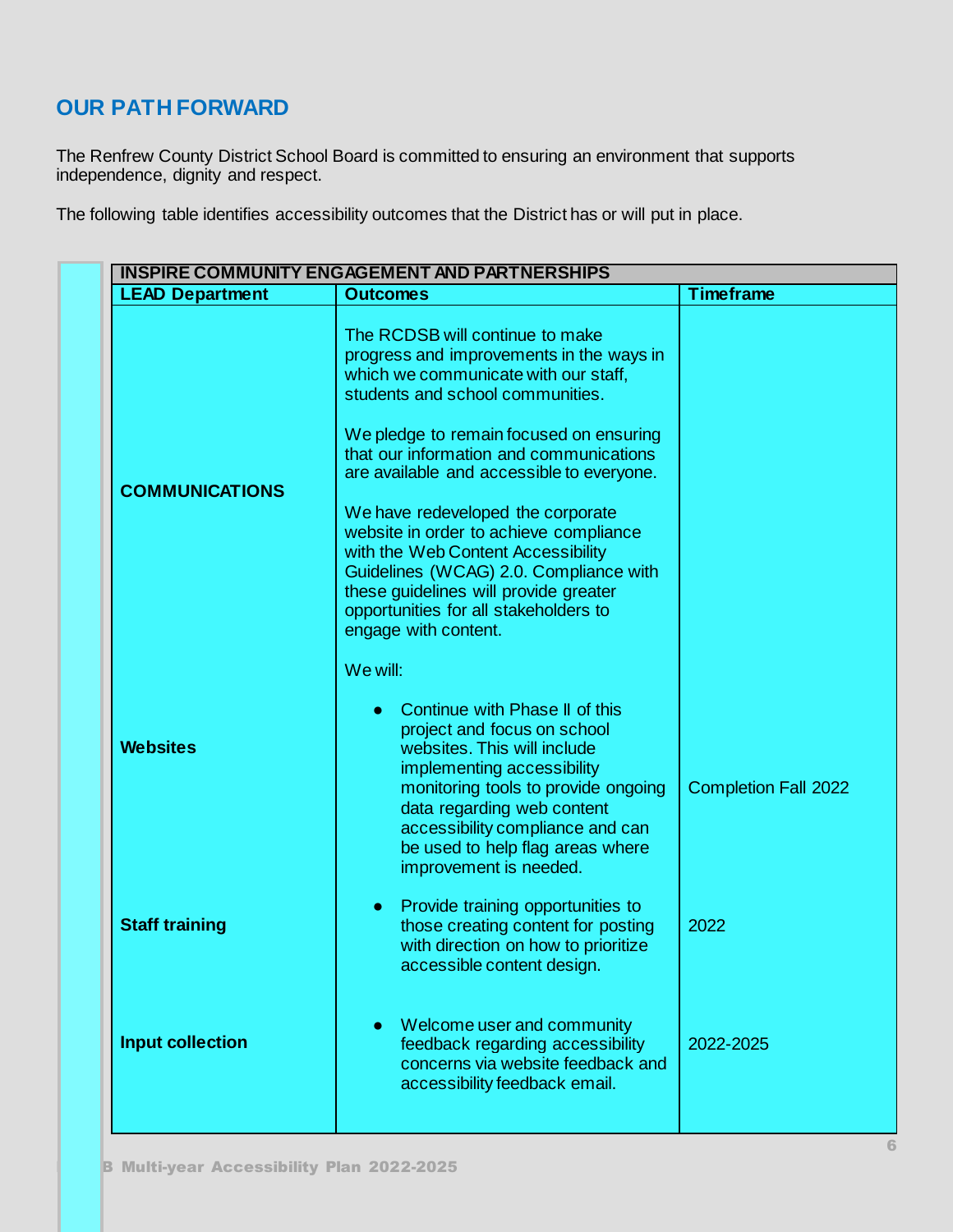## OUR PATH FORWARD

The Renfrew County District School Board is committed to ensuring an environment that supports independence, dignity and respect.

The following table identifies accessibility outcomes that the District has or will put in place.

| INSPIRE COMMUNITY ENGAGEMENT AND PARTNERSHIPS | | |
|---|---|---|
| **LEAD Department** | **Outcomes** | **Timeframe** |
| **COMMUNICATIONS** | The RCDSB will continue to make progress and improvements in the ways in which we communicate with our staff, students and school communities.<br><br>We pledge to remain focused on ensuring that our information and communications are available and accessible to everyone.<br><br>We have redeveloped the corporate website in order to achieve compliance with the Web Content Accessibility Guidelines (WCAG) 2.0. Compliance with these guidelines will provide greater opportunities for all stakeholders to engage with content.<br><br>We will: | |
| **Websites** | • Continue with Phase II of this project and focus on school websites. This will include implementing accessibility monitoring tools to provide ongoing data regarding web content accessibility compliance and can be used to help flag areas where improvement is needed. | Completion Fall 2022 |
| **Staff training** | • Provide training opportunities to those creating content for posting with direction on how to prioritize accessible content design. | 2022 |
| **Input collection** | • Welcome user and community feedback regarding accessibility concerns via website feedback and accessibility feedback email. | 2022-2025 |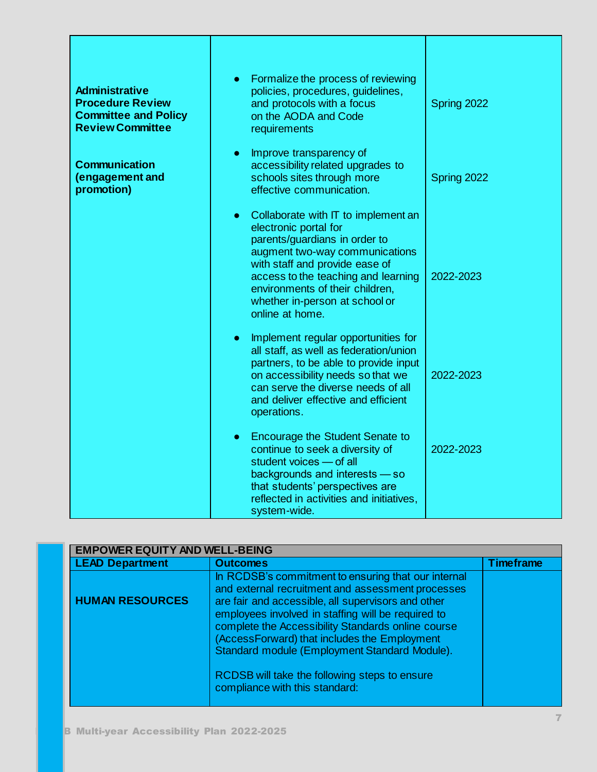| | | |
|---|---|---|
| **Administrative Procedure Review Committee and Policy Review Committee** | • Formalize the process of reviewing policies, procedures, guidelines, and protocols with a focus on the AODA and Code requirements | Spring 2022 |
| **Communication (engagement and promotion)** | • Improve transparency of accessibility related upgrades to schools sites through more effective communication. | Spring 2022 |
| | • Collaborate with IT to implement an electronic portal for parents/guardians in order to augment two-way communications with staff and provide ease of access to the teaching and learning environments of their children, whether in-person at school or online at home. | 2022-2023 |
| | • Implement regular opportunities for all staff, as well as federation/union partners, to be able to provide input on accessibility needs so that we can serve the diverse needs of all and deliver effective and efficient operations. | 2022-2023 |
| | • Encourage the Student Senate to continue to seek a diversity of student voices — of all backgrounds and interests — so that students' perspectives are reflected in activities and initiatives, system-wide. | 2022-2023 |

| EMPOWER EQUITY AND WELL-BEING | | |
|---|---|---|
| **LEAD Department** | **Outcomes** | **Timeframe** |
| **HUMAN RESOURCES** | In RCDSB's commitment to ensuring that our internal and external recruitment and assessment processes are fair and accessible, all supervisors and other employees involved in staffing will be required to complete the Accessibility Standards online course (AccessForward) that includes the Employment Standard module (Employment Standard Module).<br><br>RCDSB will take the following steps to ensure compliance with this standard: | |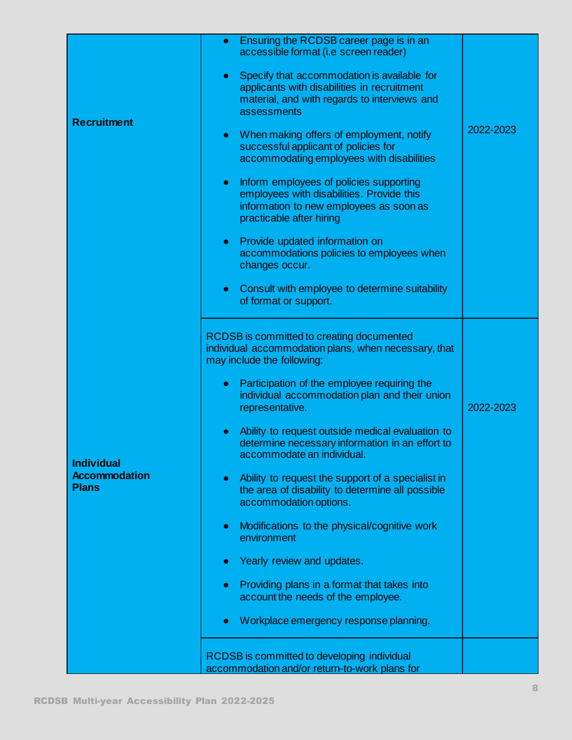| | | |
|---|---|---|
| **Recruitment** | • Ensuring the RCDSB career page is in an accessible format (i.e screen reader)<br><br>• Specify that accommodation is available for applicants with disabilities in recruitment material, and with regards to interviews and assessments<br><br>• When making offers of employment, notify successful applicant of policies for accommodating employees with disabilities<br><br>• Inform employees of policies supporting employees with disabilities. Provide this information to new employees as soon as practicable after hiring<br><br>• Provide updated information on accommodations policies to employees when changes occur.<br><br>• Consult with employee to determine suitability of format or support. | 2022-2023 |
| **Individual Accommodation Plans** | RCDSB is committed to creating documented individual accommodation plans, when necessary, that may include the following:<br><br>• Participation of the employee requiring the individual accommodation plan and their union representative.<br><br>• Ability to request outside medical evaluation to determine necessary information in an effort to accommodate an individual.<br><br>• Ability to request the support of a specialist in the area of disability to determine all possible accommodation options.<br><br>• Modifications to the physical/cognitive work environment<br><br>• Yearly review and updates.<br><br>• Providing plans in a format that takes into account the needs of the employee.<br><br>• Workplace emergency response planning. | 2022-2023 |
| | RCDSB is committed to developing individual accommodation and/or return-to-work plans for | |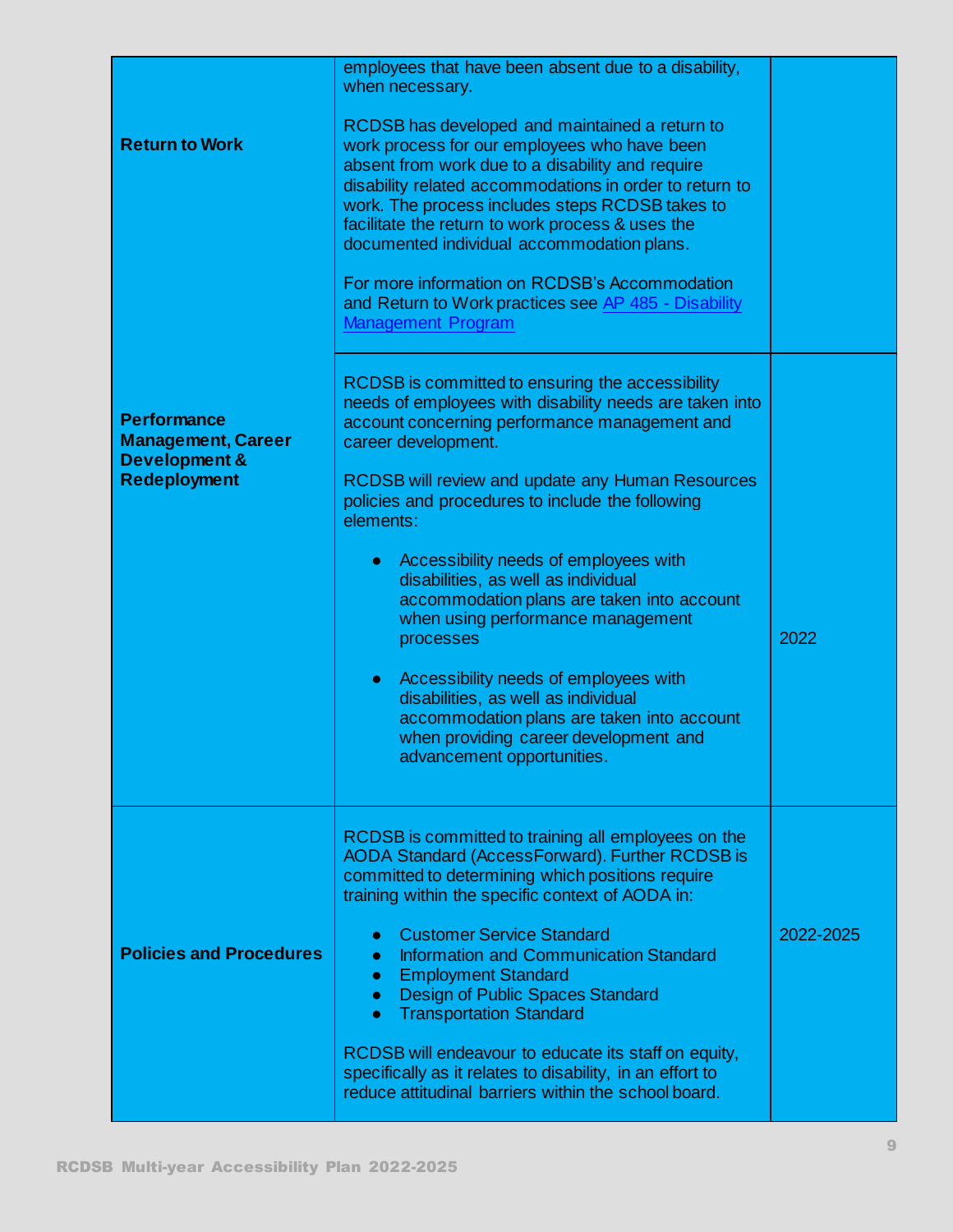| | | |
|---|---|---|
| **Return to Work** | employees that have been absent due to a disability, when necessary.<br><br>RCDSB has developed and maintained a return to work process for our employees who have been absent from work due to a disability and require disability related accommodations in order to return to work. The process includes steps RCDSB takes to facilitate the return to work process & uses the documented individual accommodation plans.<br><br>For more information on RCDSB's Accommodation and Return to Work practices see [AP 485 - Disability Management Program] | |
| **Performance Management, Career Development & Redeployment** | RCDSB is committed to ensuring the accessibility needs of employees with disability needs are taken into account concerning performance management and career development.<br><br>RCDSB will review and update any Human Resources policies and procedures to include the following elements:<br><br>• Accessibility needs of employees with disabilities, as well as individual accommodation plans are taken into account when using performance management processes<br><br>• Accessibility needs of employees with disabilities, as well as individual accommodation plans are taken into account when providing career development and advancement opportunities. | 2022 |
| **Policies and Procedures** | RCDSB is committed to training all employees on the AODA Standard (AccessForward). Further RCDSB is committed to determining which positions require training within the specific context of AODA in:<br><br>• Customer Service Standard<br>• Information and Communication Standard<br>• Employment Standard<br>• Design of Public Spaces Standard<br>• Transportation Standard<br><br>RCDSB will endeavour to educate its staff on equity, specifically as it relates to disability, in an effort to reduce attitudinal barriers within the school board. | 2022-2025 |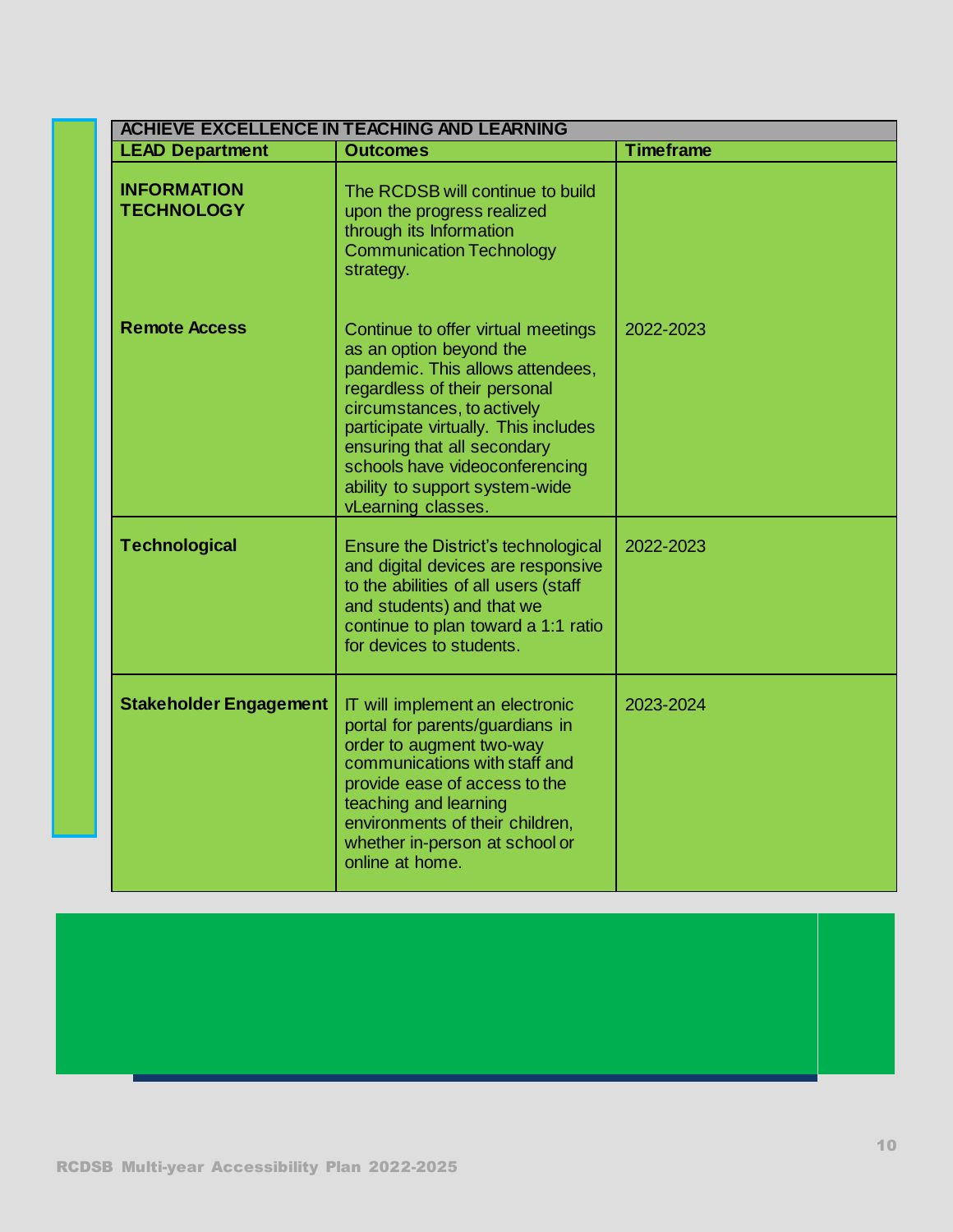| ACHIEVE EXCELLENCE IN TEACHING AND LEARNING | | |
|---|---|---|
| **LEAD Department** | **Outcomes** | **Timeframe** |
| **INFORMATION TECHNOLOGY** | The RCDSB will continue to build upon the progress realized through its Information Communication Technology strategy. | |
| **Remote Access** | Continue to offer virtual meetings as an option beyond the pandemic. This allows attendees, regardless of their personal circumstances, to actively participate virtually. This includes ensuring that all secondary schools have videoconferencing ability to support system-wide vLearning classes. | 2022-2023 |
| **Technological** | Ensure the District's technological and digital devices are responsive to the abilities of all users (staff and students) and that we continue to plan toward a 1:1 ratio for devices to students. | 2022-2023 |
| **Stakeholder Engagement** | IT will implement an electronic portal for parents/guardians in order to augment two-way communications with staff and provide ease of access to the teaching and learning environments of their children, whether in-person at school or online at home. | 2023-2024 |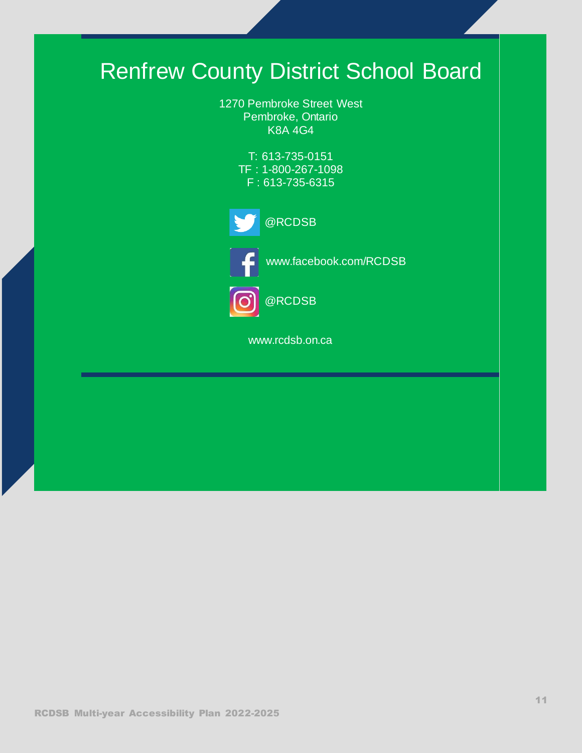# Renfrew County District School Board

1270 Pembroke Street West
Pembroke, Ontario
K8A 4G4

T: 613-735-0151
TF : 1-800-267-1098
F : 613-735-6315

@RCDSB

www.facebook.com/RCDSB

@RCDSB

www.rcdsb.on.ca